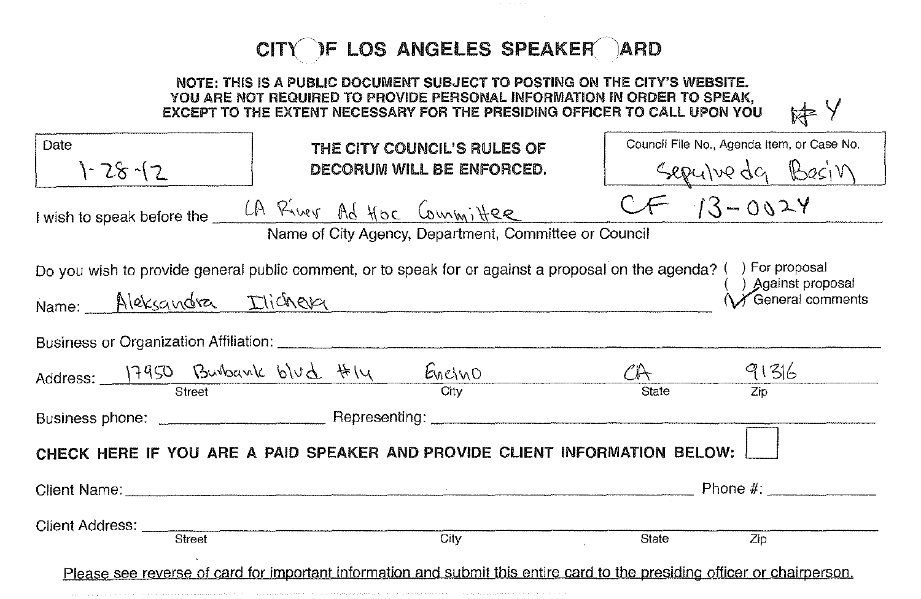# CITY OF LOS ANGELES SPEAKER CARD

**NOTE: THIS IS A PUBLIC DOCUMENT SUBJECT TO POSTING ON THE CITY'S WEBSITE. YOU ARE NOT REQUIRED TO PROVIDE PERSONAL INFORMATION IN ORDER TO SPEAK, EXCEPT TO THE EXTENT NECESSARY FOR THE PRESIDING OFFICER TO CALL UPON YOU** #4

Date: 1-28-12

**THE CITY COUNCIL'S RULES OF DECORUM WILL BE ENFORCED.**

Council File No., Agenda Item, or Case No.: Sepulveda Basin

I wish to speak before the: LA River Ad Hoc Committee CF 13-0024

Name of City Agency, Department, Committee or Council

Do you wish to provide general public comment, or to speak for or against a proposal on the agenda?
( ) For proposal
( ) Against proposal
(✓) General comments

Name: Aleksandra Ilicheva

Business or Organization Affiliation:

Address: 17950 Burbank blvd #14 (Street) Encino (City) CA (State) 91316 (Zip)

Business phone: Representing:

**CHECK HERE IF YOU ARE A PAID SPEAKER AND PROVIDE CLIENT INFORMATION BELOW:** ☐

Client Name: Phone #:

Client Address: Street City State Zip

Please see reverse of card for important information and submit this entire card to the presiding officer or chairperson.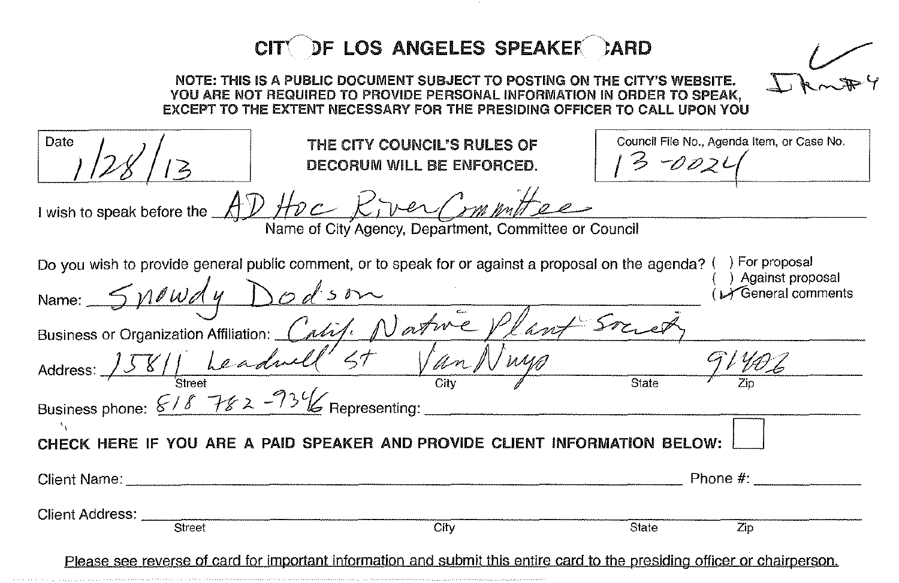# CITY OF LOS ANGELES SPEAKER CARD

**NOTE: THIS IS A PUBLIC DOCUMENT SUBJECT TO POSTING ON THE CITY'S WEBSITE. YOU ARE NOT REQUIRED TO PROVIDE PERSONAL INFORMATION IN ORDER TO SPEAK, EXCEPT TO THE EXTENT NECESSARY FOR THE PRESIDING OFFICER TO CALL UPON YOU**

✓ Item #4

Date: 1/28/13

**THE CITY COUNCIL'S RULES OF DECORUM WILL BE ENFORCED.**

Council File No., Agenda Item, or Case No.: 13-0024

I wish to speak before the: AD Hoc River Committee
Name of City Agency, Department, Committee or Council

Do you wish to provide general public comment, or to speak for or against a proposal on the agenda?
( ) For proposal
( ) Against proposal
(✓) General comments

Name: Snowdy Dodson

Business or Organization Affiliation: Calif. Native Plant Society

Address: 15811 Leadwell St (Street) Van Nuys (City) (State) 91406 (Zip)

Business phone: 818 782-9346 Representing:

**CHECK HERE IF YOU ARE A PAID SPEAKER AND PROVIDE CLIENT INFORMATION BELOW:** ☐

Client Name: Phone #:

Client Address: (Street) (City) (State) (Zip)

Please see reverse of card for important information and submit this entire card to the presiding officer or chairperson.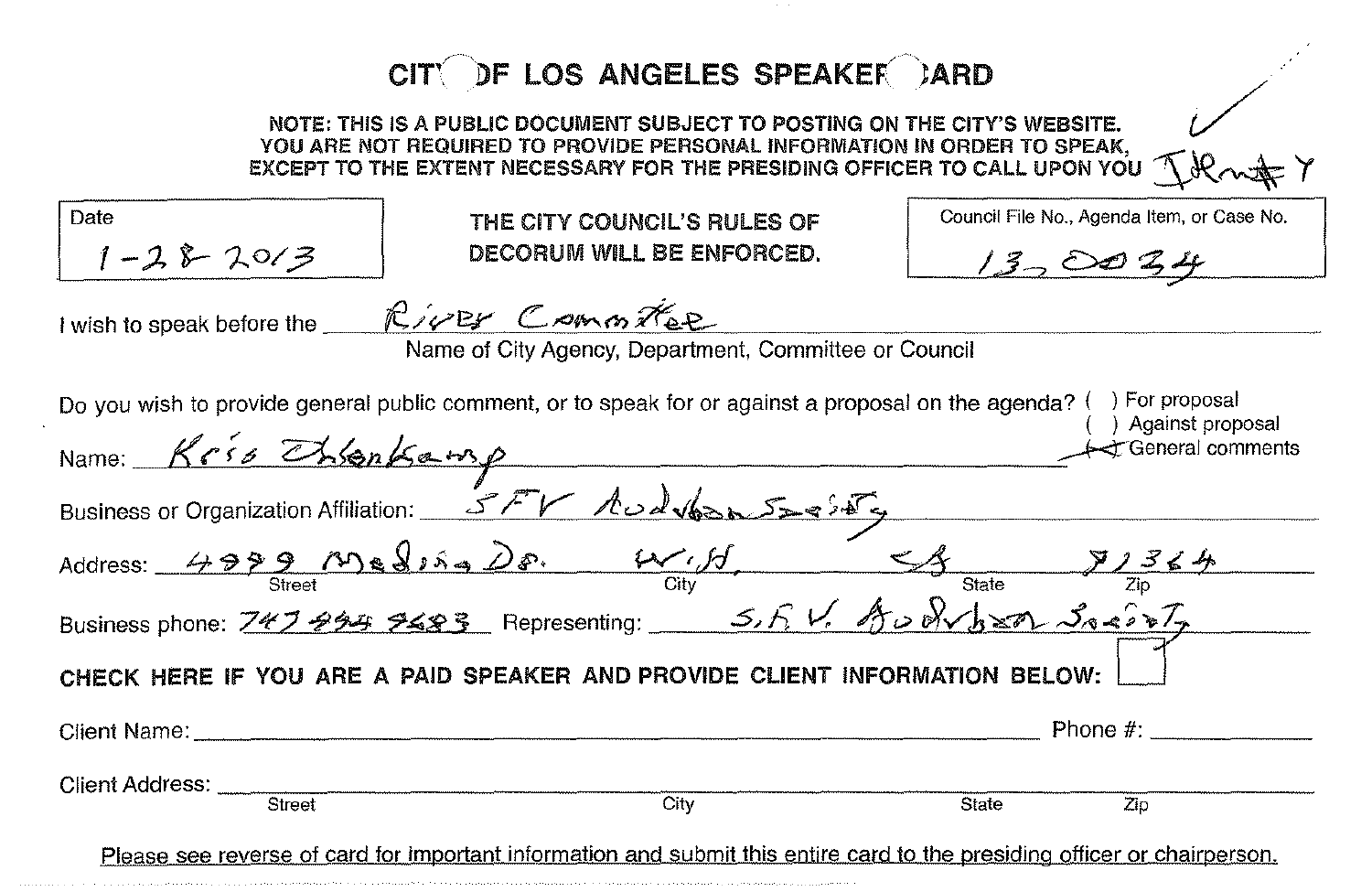# CITY OF LOS ANGELES SPEAKER CARD

**NOTE: THIS IS A PUBLIC DOCUMENT SUBJECT TO POSTING ON THE CITY'S WEBSITE. YOU ARE NOT REQUIRED TO PROVIDE PERSONAL INFORMATION IN ORDER TO SPEAK, EXCEPT TO THE EXTENT NECESSARY FOR THE PRESIDING OFFICER TO CALL UPON YOU** ✓ Identify

| Date | THE CITY COUNCIL'S RULES OF DECORUM WILL BE ENFORCED. | Council File No., Agenda Item, or Case No. |
|---|---|---|
| 1-28-2013 | | 13-0034 |

I wish to speak before the River Committee
Name of City Agency, Department, Committee or Council

Do you wish to provide general public comment, or to speak for or against a proposal on the agenda?
( ) For proposal
( ) Against proposal
(X) General comments

Name: Kris Ohlenkamp

Business or Organization Affiliation: SFV Audubon Society

Address: 4999 Medina Dr. (Street) W.H. (City) CA (State) 91364 (Zip)

Business phone: 747 444 4483 Representing: S.F.V. Audubon Society

**CHECK HERE IF YOU ARE A PAID SPEAKER AND PROVIDE CLIENT INFORMATION BELOW:** ☐

Client Name: ______________________ Phone #: __________

Client Address: ______________________ (Street) ______________ (City) ______ (State) ______ (Zip)

Please see reverse of card for important information and submit this entire card to the presiding officer or chairperson.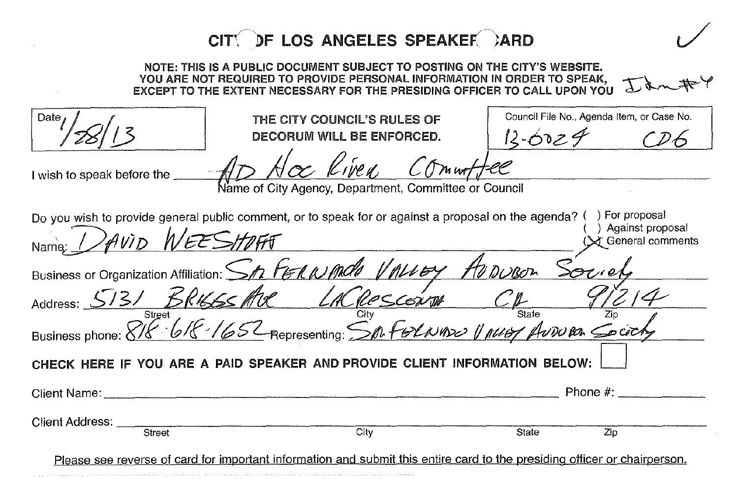# CITY OF LOS ANGELES SPEAKER CARD

✓

**NOTE: THIS IS A PUBLIC DOCUMENT SUBJECT TO POSTING ON THE CITY'S WEBSITE. YOU ARE NOT REQUIRED TO PROVIDE PERSONAL INFORMATION IN ORDER TO SPEAK, EXCEPT TO THE EXTENT NECESSARY FOR THE PRESIDING OFFICER TO CALL UPON YOU** Item #4

Date: 1/28/13

**THE CITY COUNCIL'S RULES OF DECORUM WILL BE ENFORCED.**

Council File No., Agenda Item, or Case No.: 13-0024 CD6

I wish to speak before the: AD Hoc River Committee
Name of City Agency, Department, Committee or Council

Do you wish to provide general public comment, or to speak for or against a proposal on the agenda?
( ) For proposal
( ) Against proposal
(X) General comments

Name: DAVID WEESHOFF

Business or Organization Affiliation: San Fernando Valley Audubon Society

Address: 5131 Briggs Ave (Street) La Crescenta (City) CA (State) 91214 (Zip)

Business phone: 818-618-1652 Representing: San Fernando Valley Audubon Society

**CHECK HERE IF YOU ARE A PAID SPEAKER AND PROVIDE CLIENT INFORMATION BELOW:** ☐

Client Name: ____________________ Phone #: ____________

Client Address: ____________________
Street City State Zip

Please see reverse of card for important information and submit this entire card to the presiding officer or chairperson.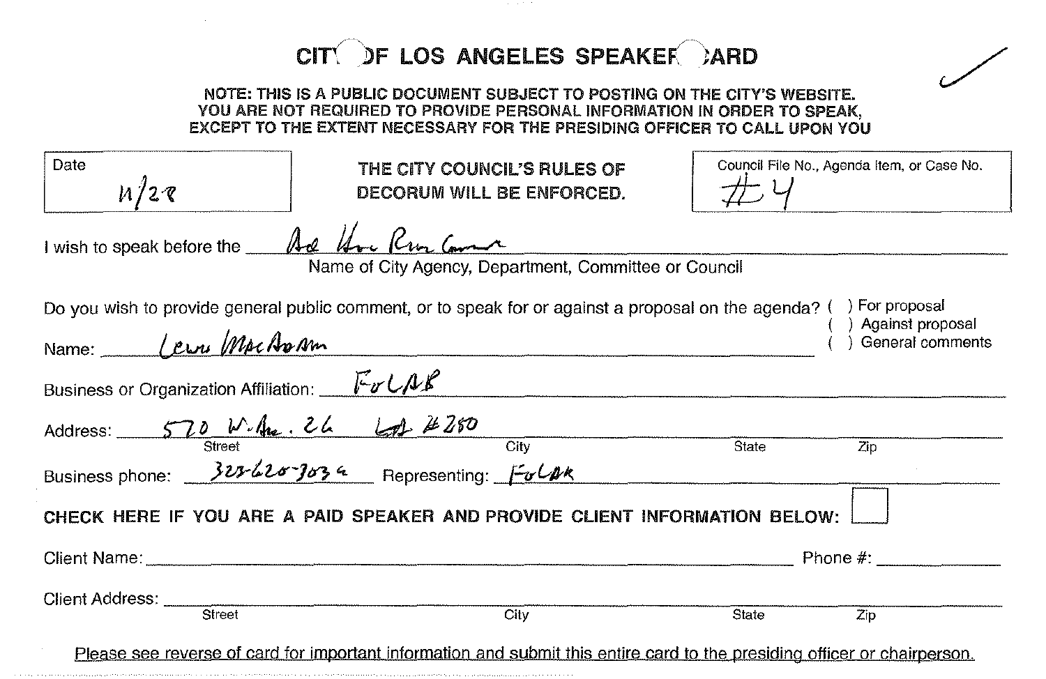# CITY OF LOS ANGELES SPEAKER CARD

**NOTE: THIS IS A PUBLIC DOCUMENT SUBJECT TO POSTING ON THE CITY'S WEBSITE. YOU ARE NOT REQUIRED TO PROVIDE PERSONAL INFORMATION IN ORDER TO SPEAK, EXCEPT TO THE EXTENT NECESSARY FOR THE PRESIDING OFFICER TO CALL UPON YOU**

| Date | THE CITY COUNCIL'S RULES OF DECORUM WILL BE ENFORCED. | Council File No., Agenda Item, or Case No. |
|---|---|---|
| 11/28 | | #4 |

I wish to speak before the Ad Hoc River Comm

Name of City Agency, Department, Committee or Council

Do you wish to provide general public comment, or to speak for or against a proposal on the agenda?

( ) For proposal
( ) Against proposal
( ) General comments

Name: Lewis MacAdams

Business or Organization Affiliation: FoLAR

Address: 570 W. Ave. 26 LA #250

Street City State Zip

Business phone: 323-620-3030 Representing: FoLAR

**CHECK HERE IF YOU ARE A PAID SPEAKER AND PROVIDE CLIENT INFORMATION BELOW:** ☐

Client Name: ______________________ Phone #: ______________

Client Address: ______________________

Street City State Zip

Please see reverse of card for important information and submit this entire card to the presiding officer or chairperson.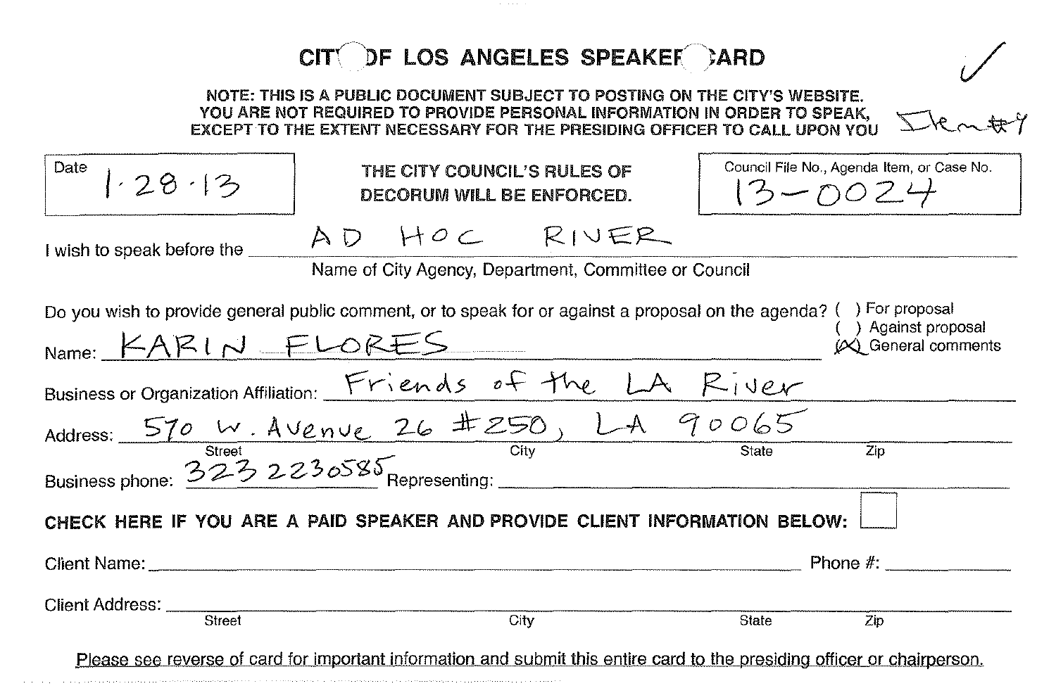# CITY OF LOS ANGELES SPEAKER CARD

✓

**NOTE: THIS IS A PUBLIC DOCUMENT SUBJECT TO POSTING ON THE CITY'S WEBSITE. YOU ARE NOT REQUIRED TO PROVIDE PERSONAL INFORMATION IN ORDER TO SPEAK, EXCEPT TO THE EXTENT NECESSARY FOR THE PRESIDING OFFICER TO CALL UPON YOU** Item #4

| Date 1·28·13 | **THE CITY COUNCIL'S RULES OF DECORUM WILL BE ENFORCED.** | Council File No., Agenda Item, or Case No. 13-0024 |
|---|---|---|

I wish to speak before the AD HOC RIVER

Name of City Agency, Department, Committee or Council

Do you wish to provide general public comment, or to speak for or against a proposal on the agenda?
( ) For proposal
( ) Against proposal
(X) General comments

Name: KARIN FLORES

Business or Organization Affiliation: Friends of the LA River

Address: 570 W. Avenue 26 #250, LA 90065
Street City State Zip

Business phone: 3232230585 Representing:

**CHECK HERE IF YOU ARE A PAID SPEAKER AND PROVIDE CLIENT INFORMATION BELOW:** ☐

Client Name: Phone #:

Client Address:
Street City State Zip

Please see reverse of card for important information and submit this entire card to the presiding officer or chairperson.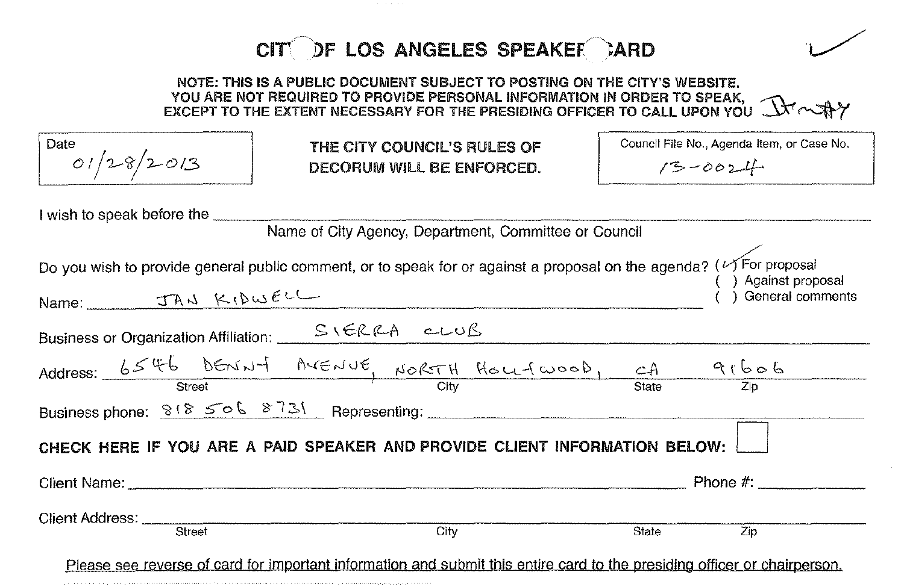# CITY OF LOS ANGELES SPEAKER CARD

**NOTE: THIS IS A PUBLIC DOCUMENT SUBJECT TO POSTING ON THE CITY'S WEBSITE. YOU ARE NOT REQUIRED TO PROVIDE PERSONAL INFORMATION IN ORDER TO SPEAK, EXCEPT TO THE EXTENT NECESSARY FOR THE PRESIDING OFFICER TO CALL UPON YOU**

| Date | | Council File No., Agenda Item, or Case No. |
|---|---|---|
| 01/28/2013 | **THE CITY COUNCIL'S RULES OF DECORUM WILL BE ENFORCED.** | 13-0024 |

I wish to speak before the ______________________________
Name of City Agency, Department, Committee or Council

Do you wish to provide general public comment, or to speak for or against a proposal on the agenda?
(✓) For proposal
( ) Against proposal
( ) General comments

Name: JAN KIDWELL

Business or Organization Affiliation: SIERRA CLUB

Address: 6546 DENNY AVENUE, NORTH HOLLYWOOD, CA 91606
(Street, City, State, Zip)

Business phone: 818 506 8731 Representing: ______________________________

**CHECK HERE IF YOU ARE A PAID SPEAKER AND PROVIDE CLIENT INFORMATION BELOW:** ☐

Client Name: ______________________________ Phone #: ______________

Client Address: ______________________________
(Street, City, State, Zip)

Please see reverse of card for important information and submit this entire card to the presiding officer or chairperson.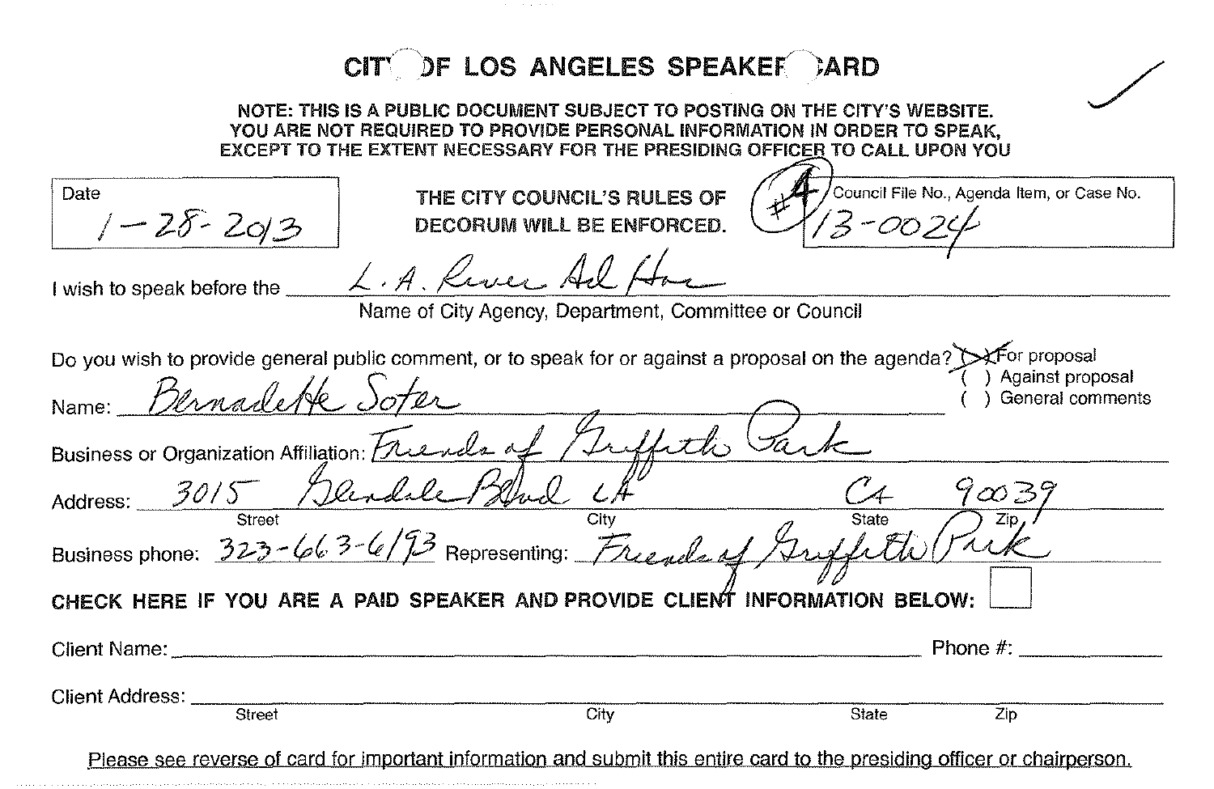# CITY OF LOS ANGELES SPEAKER CARD

**NOTE: THIS IS A PUBLIC DOCUMENT SUBJECT TO POSTING ON THE CITY'S WEBSITE. YOU ARE NOT REQUIRED TO PROVIDE PERSONAL INFORMATION IN ORDER TO SPEAK, EXCEPT TO THE EXTENT NECESSARY FOR THE PRESIDING OFFICER TO CALL UPON YOU**

| Date | THE CITY COUNCIL'S RULES OF DECORUM WILL BE ENFORCED. | Council File No., Agenda Item, or Case No. |
| --- | --- | --- |
| 1-28-2013 | #4 | 13-0024 |

I wish to speak before the L.A. River Ad Hoc
Name of City Agency, Department, Committee or Council

Do you wish to provide general public comment, or to speak for or against a proposal on the agenda?
(X) For proposal
( ) Against proposal
( ) General comments

Name: Bernadette Soter

Business or Organization Affiliation: Friends of Griffith Park

Address: 3015 Glendale Blvd LA CA 90039
Street City State Zip

Business phone: 323-663-6193 Representing: Friends of Griffith Park

**CHECK HERE IF YOU ARE A PAID SPEAKER AND PROVIDE CLIENT INFORMATION BELOW:** ☐

Client Name: \_\_\_\_\_\_\_\_\_\_ Phone #: \_\_\_\_\_\_\_\_\_\_

Client Address: \_\_\_\_\_\_\_\_\_\_
Street City State Zip

Please see reverse of card for important information and submit this entire card to the presiding officer or chairperson.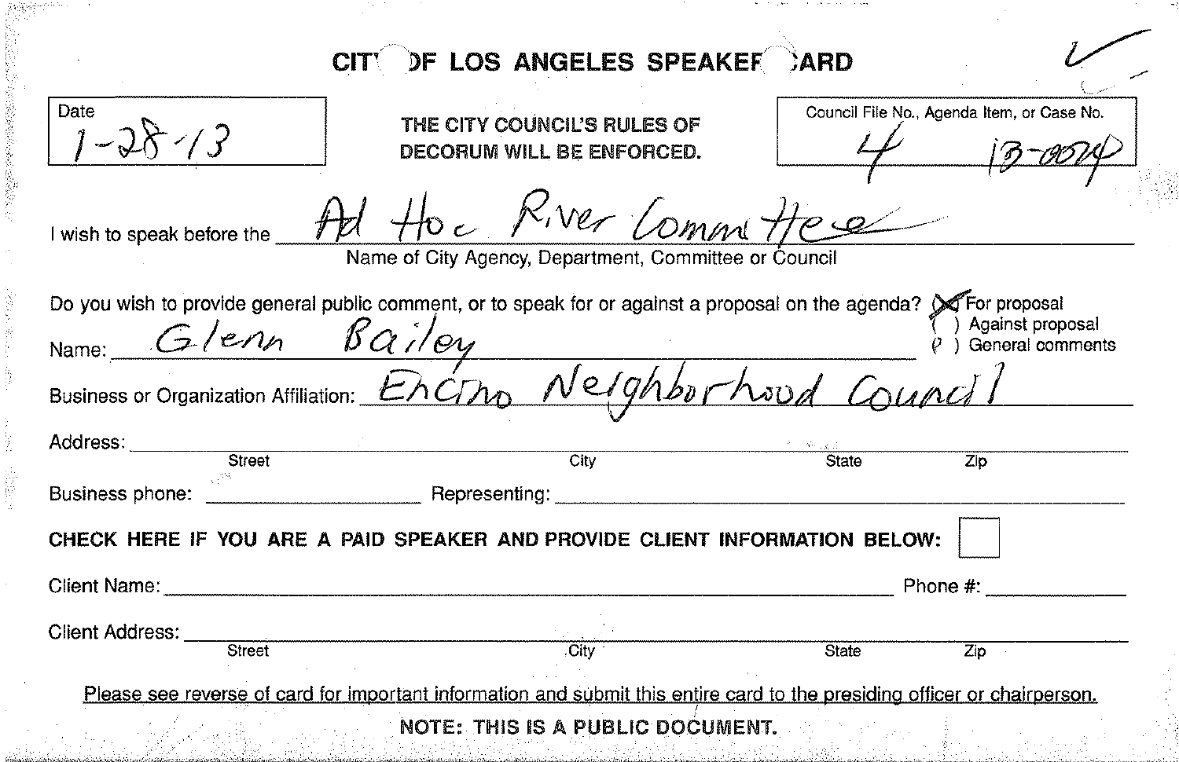# CITY OF LOS ANGELES SPEAKER CARD

| Date | THE CITY COUNCIL'S RULES OF DECORUM WILL BE ENFORCED. | Council File No., Agenda Item, or Case No. |
|---|---|---|
| 1-28-13 | | 4 13-0024 |

I wish to speak before the Ad Hoc River Committee
Name of City Agency, Department, Committee or Council

Do you wish to provide general public comment, or to speak for or against a proposal on the agenda?

- (X) For proposal
- ( ) Against proposal
- ( ) General comments

Name: Glenn Bailey

Business or Organization Affiliation: Encino Neighborhood Council

Address: ______________________
Street City State Zip

Business phone: ____________ Representing: ____________

**CHECK HERE IF YOU ARE A PAID SPEAKER AND PROVIDE CLIENT INFORMATION BELOW:** ☐

Client Name: ____________ Phone #: ____________

Client Address: ______________________
Street City State Zip

Please see reverse of card for important information and submit this entire card to the presiding officer or chairperson.

**NOTE: THIS IS A PUBLIC DOCUMENT.**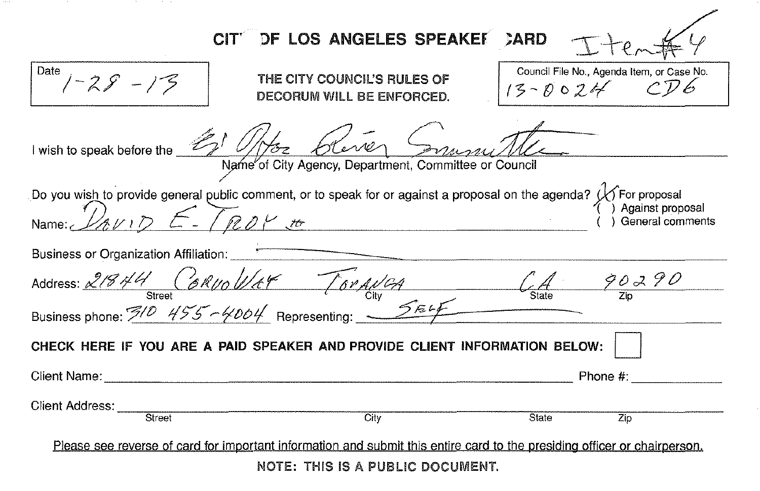# CITY OF LOS ANGELES SPEAKER CARD

Item #4

Date: 1-28-13

THE CITY COUNCIL'S RULES OF DECORUM WILL BE ENFORCED.

Council File No., Agenda Item, or Case No.: 13-0024 CD6

I wish to speak before the: Ad Hoc River Committee
Name of City Agency, Department, Committee or Council

Do you wish to provide general public comment, or to speak for or against a proposal on the agenda?

- (X) For proposal
- ( ) Against proposal
- ( ) General comments

Name: DAVID E. TROY III

Business or Organization Affiliation: —

Address: 21844 Corvo Way, Topanga, CA 90290
(Street, City, State, Zip)

Business phone: 310 455-4004 Representing: SELF

**CHECK HERE IF YOU ARE A PAID SPEAKER AND PROVIDE CLIENT INFORMATION BELOW:** ☐

Client Name: ____________________ Phone #: ____________

Client Address: ____________________
(Street, City, State, Zip)

Please see reverse of card for important information and submit this entire card to the presiding officer or chairperson.

NOTE: THIS IS A PUBLIC DOCUMENT.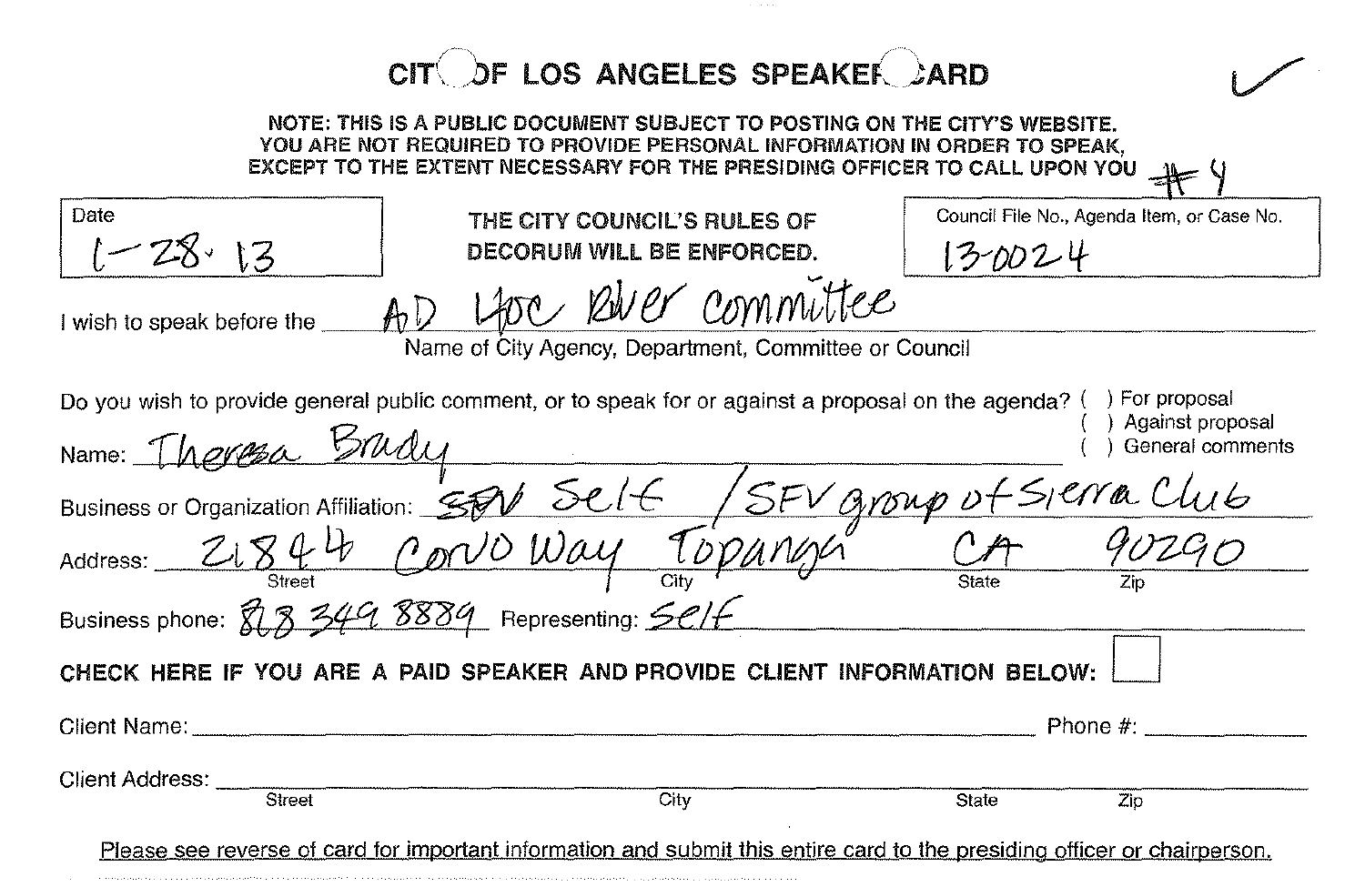# CITY OF LOS ANGELES SPEAKER CARD

✓

**NOTE: THIS IS A PUBLIC DOCUMENT SUBJECT TO POSTING ON THE CITY'S WEBSITE. YOU ARE NOT REQUIRED TO PROVIDE PERSONAL INFORMATION IN ORDER TO SPEAK, EXCEPT TO THE EXTENT NECESSARY FOR THE PRESIDING OFFICER TO CALL UPON YOU** #4

| Date | | Council File No., Agenda Item, or Case No. |
|---|---|---|
| 1-28-13 | **THE CITY COUNCIL'S RULES OF DECORUM WILL BE ENFORCED.** | 13-0024 |

I wish to speak before the AD Hoc River Committee
Name of City Agency, Department, Committee or Council

Do you wish to provide general public comment, or to speak for or against a proposal on the agenda?
( ) For proposal
( ) Against proposal
( ) General comments

Name: Theresa Brady

Business or Organization Affiliation: ~~SFV~~ Self / SFV group of Sierra Club

Address: 21844 Corvo Way (Street) Topanga (City) CA (State) 90290 (Zip)

Business phone: 818 349 8889 Representing: Self

**CHECK HERE IF YOU ARE A PAID SPEAKER AND PROVIDE CLIENT INFORMATION BELOW:** ☐

Client Name: ______________________ Phone #: __________

Client Address: ______ Street ______ City ______ State ______ Zip

Please see reverse of card for important information and submit this entire card to the presiding officer or chairperson.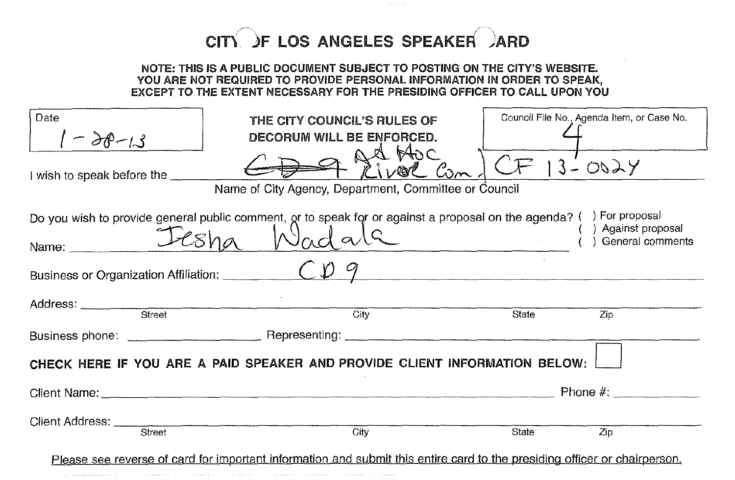# CITY OF LOS ANGELES SPEAKER CARD

**NOTE: THIS IS A PUBLIC DOCUMENT SUBJECT TO POSTING ON THE CITY'S WEBSITE. YOU ARE NOT REQUIRED TO PROVIDE PERSONAL INFORMATION IN ORDER TO SPEAK, EXCEPT TO THE EXTENT NECESSARY FOR THE PRESIDING OFFICER TO CALL UPON YOU**

| Date | | Council File No., Agenda Item, or Case No. |
|---|---|---|
| 1-28-13 | **THE CITY COUNCIL'S RULES OF DECORUM WILL BE ENFORCED.** | 4 |

I wish to speak before the ~~CD 9~~ Ad Hoc River Com / CF 13-0024

Name of City Agency, Department, Committee or Council

Do you wish to provide general public comment, or to speak for or against a proposal on the agenda?
( ) For proposal
( ) Against proposal
( ) General comments

Name: Jesha Wadala

Business or Organization Affiliation: CD 9

Address: ______ Street ______ City ______ State ______ Zip

Business phone: ______ Representing: ______

**CHECK HERE IF YOU ARE A PAID SPEAKER AND PROVIDE CLIENT INFORMATION BELOW:** ☐

Client Name: ______ Phone #: ______

Client Address: ______ Street ______ City ______ State ______ Zip

Please see reverse of card for important information and submit this entire card to the presiding officer or chairperson.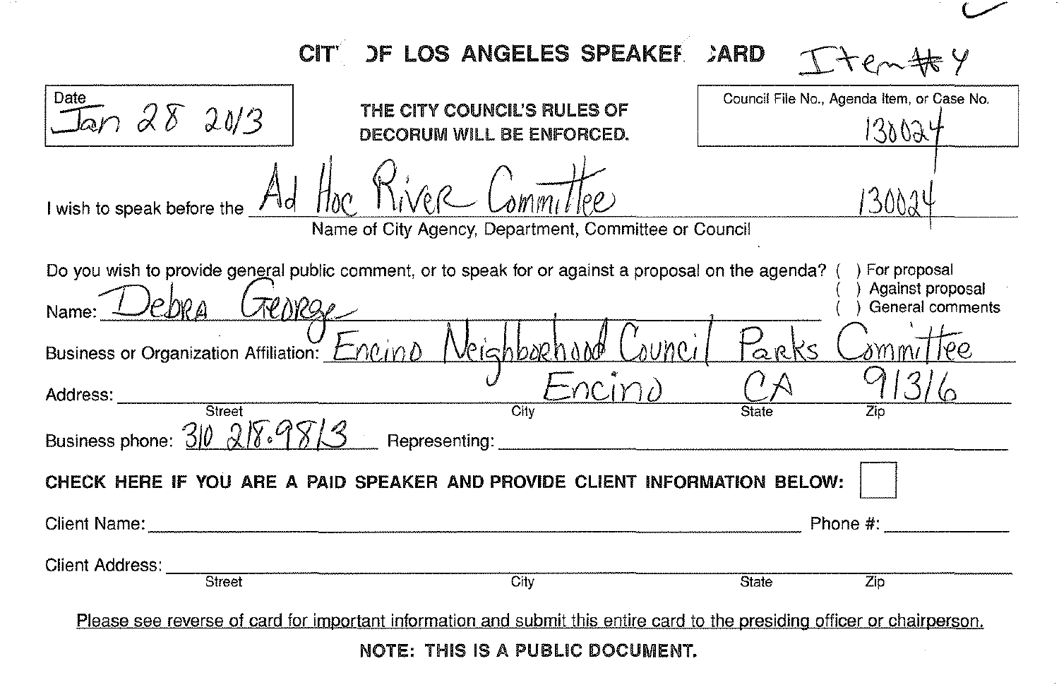# CITY OF LOS ANGELES SPEAKER CARD

Item #4

| Date | THE CITY COUNCIL'S RULES OF DECORUM WILL BE ENFORCED. | Council File No., Agenda Item, or Case No. |
|---|---|---|
| Jan 28 2013 | | 130024 |

I wish to speak before the Ad Hoc River Committee 130024

Name of City Agency, Department, Committee or Council

Do you wish to provide general public comment, or to speak for or against a proposal on the agenda?
( ) For proposal
( ) Against proposal
( ) General comments

Name: Debra George

Business or Organization Affiliation: Encino Neighborhood Council Parks Committee

Address: Street ______ City Encino State CA Zip 91316

Business phone: 310 218-9813 Representing: ______

**CHECK HERE IF YOU ARE A PAID SPEAKER AND PROVIDE CLIENT INFORMATION BELOW:** ☐

Client Name: ______ Phone #: ______

Client Address: Street ______ City ______ State ______ Zip ______

Please see reverse of card for important information and submit this entire card to the presiding officer or chairperson.

**NOTE: THIS IS A PUBLIC DOCUMENT.**